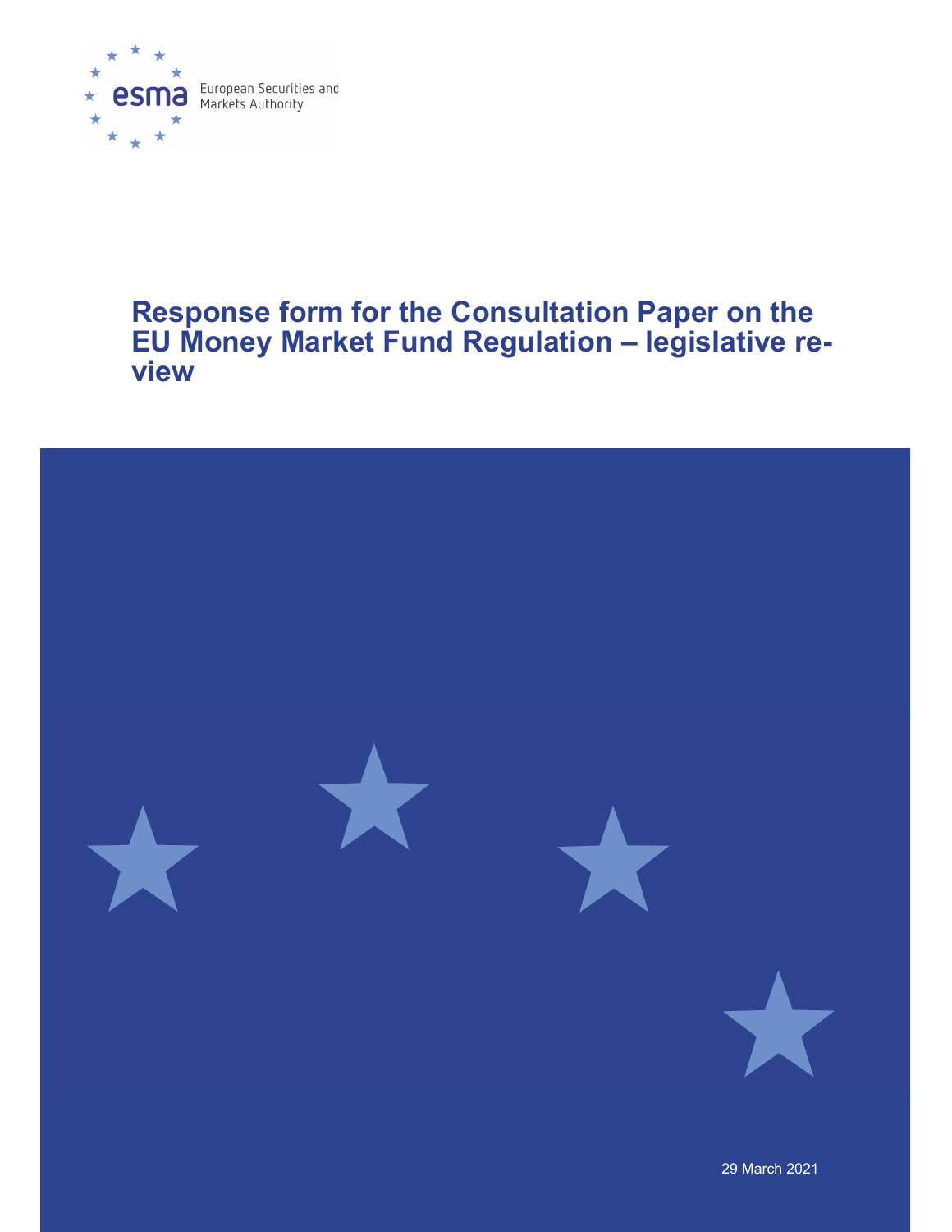esma European Securities and Markets Authority

# Response form for the Consultation Paper on the EU Money Market Fund Regulation – legislative review

29 March 2021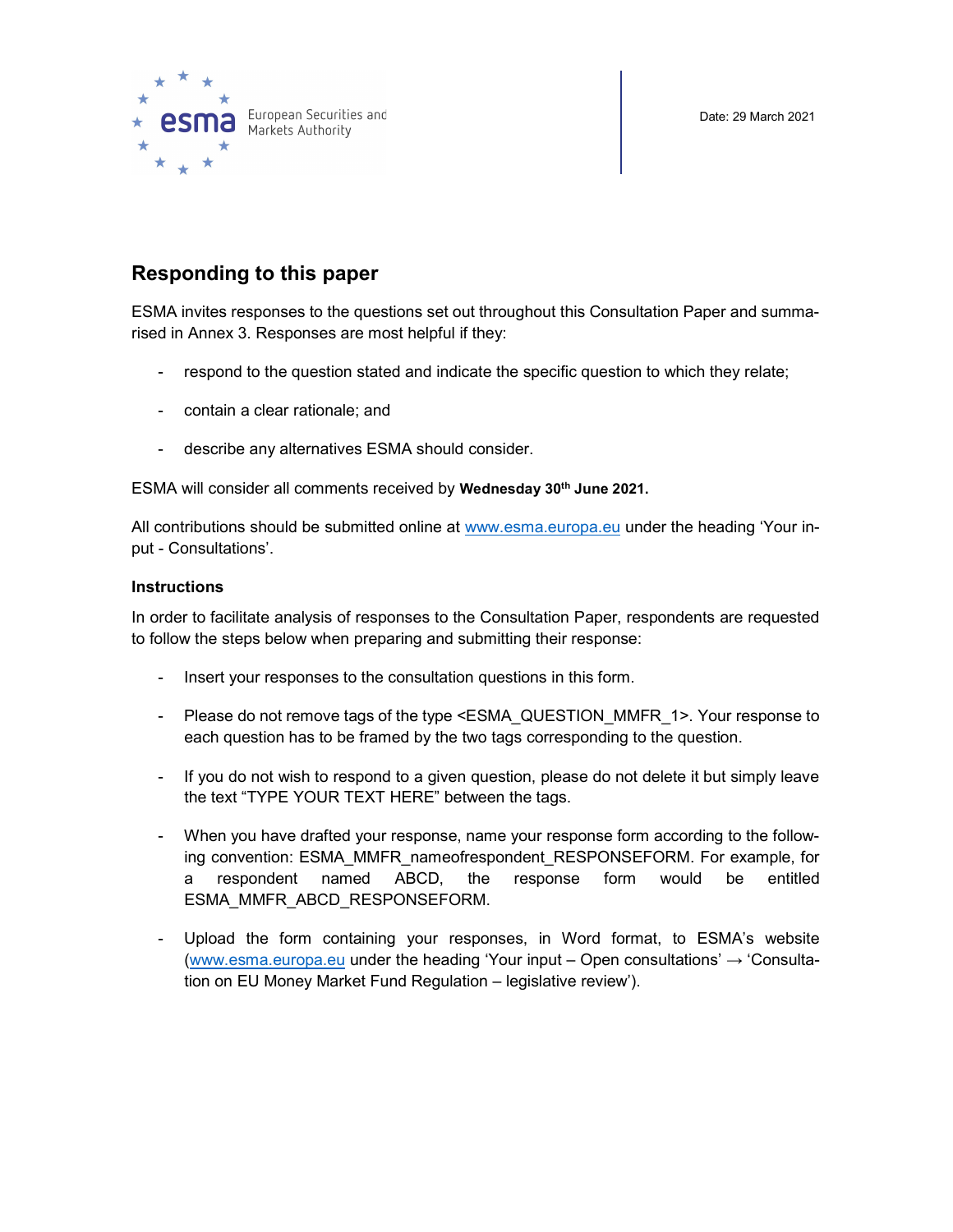Date: 29 March 2021

## Responding to this paper

ESMA invites responses to the questions set out throughout this Consultation Paper and summarised in Annex 3. Responses are most helpful if they:

- respond to the question stated and indicate the specific question to which they relate;
- contain a clear rationale; and
- describe any alternatives ESMA should consider.

ESMA will consider all comments received by **Wednesday 30th June 2021.**

All contributions should be submitted online at www.esma.europa.eu under the heading 'Your input - Consultations'.

### Instructions

In order to facilitate analysis of responses to the Consultation Paper, respondents are requested to follow the steps below when preparing and submitting their response:

- Insert your responses to the consultation questions in this form.
- Please do not remove tags of the type <ESMA_QUESTION_MMFR_1>. Your response to each question has to be framed by the two tags corresponding to the question.
- If you do not wish to respond to a given question, please do not delete it but simply leave the text "TYPE YOUR TEXT HERE" between the tags.
- When you have drafted your response, name your response form according to the following convention: ESMA_MMFR_nameofrespondent_RESPONSEFORM. For example, for a respondent named ABCD, the response form would be entitled ESMA_MMFR_ABCD_RESPONSEFORM.
- Upload the form containing your responses, in Word format, to ESMA's website (www.esma.europa.eu under the heading 'Your input – Open consultations' → 'Consultation on EU Money Market Fund Regulation – legislative review').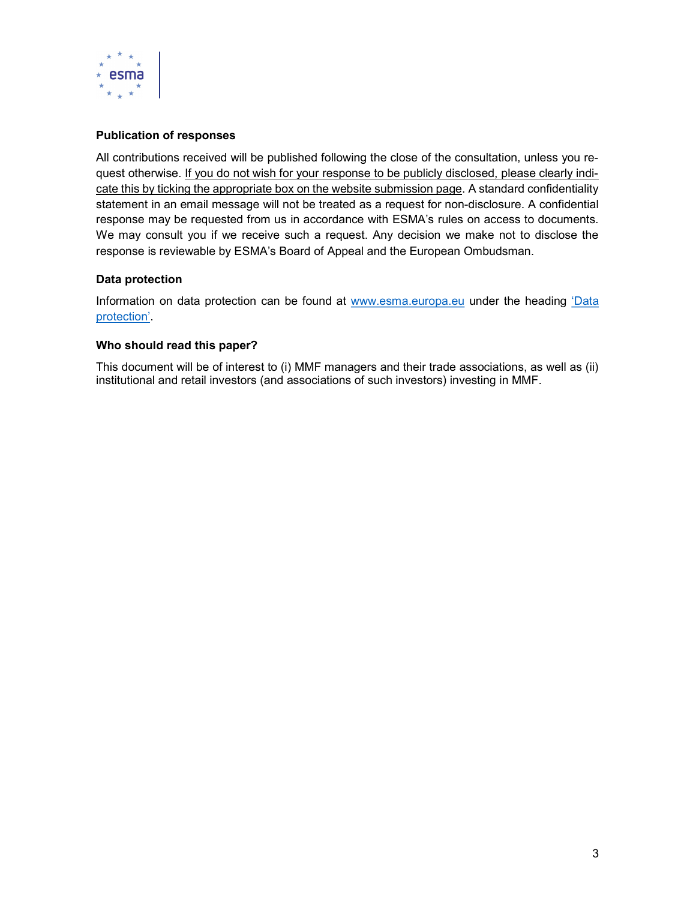### Publication of responses

All contributions received will be published following the close of the consultation, unless you request otherwise. If you do not wish for your response to be publicly disclosed, please clearly indicate this by ticking the appropriate box on the website submission page. A standard confidentiality statement in an email message will not be treated as a request for non-disclosure. A confidential response may be requested from us in accordance with ESMA's rules on access to documents. We may consult you if we receive such a request. Any decision we make not to disclose the response is reviewable by ESMA's Board of Appeal and the European Ombudsman.

### Data protection

Information on data protection can be found at [www.esma.europa.eu](http://www.esma.europa.eu) under the heading 'Data protection'.

### Who should read this paper?

This document will be of interest to (i) MMF managers and their trade associations, as well as (ii) institutional and retail investors (and associations of such investors) investing in MMF.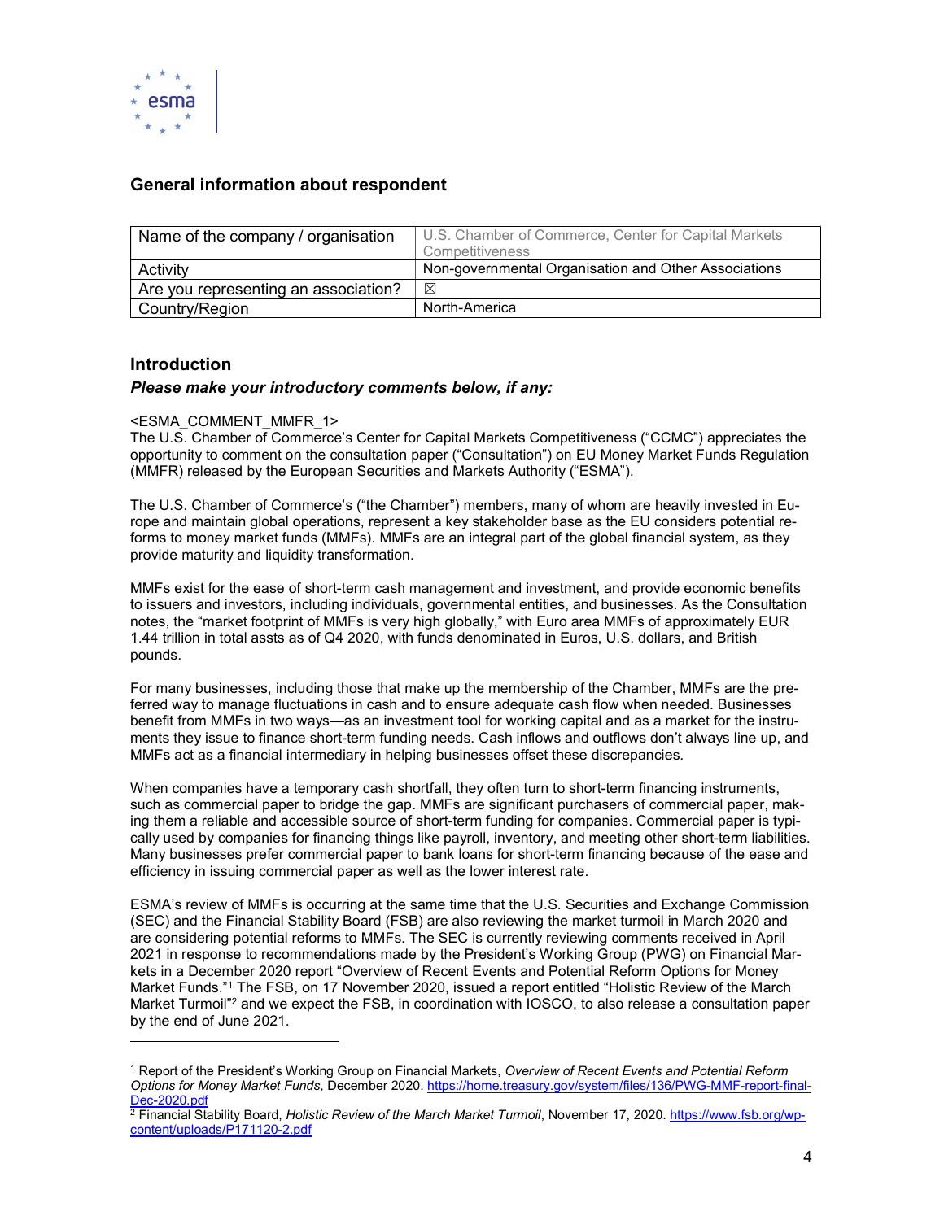## General information about respondent

| Name of the company / organisation | U.S. Chamber of Commerce, Center for Capital Markets Competitiveness |
|---|---|
| Activity | Non-governmental Organisation and Other Associations |
| Are you representing an association? | ☒ |
| Country/Region | North-America |

## Introduction

***Please make your introductory comments below, if any:***

<ESMA_COMMENT_MMFR_1>
The U.S. Chamber of Commerce's Center for Capital Markets Competitiveness ("CCMC") appreciates the opportunity to comment on the consultation paper ("Consultation") on EU Money Market Funds Regulation (MMFR) released by the European Securities and Markets Authority ("ESMA").

The U.S. Chamber of Commerce's ("the Chamber") members, many of whom are heavily invested in Europe and maintain global operations, represent a key stakeholder base as the EU considers potential reforms to money market funds (MMFs). MMFs are an integral part of the global financial system, as they provide maturity and liquidity transformation.

MMFs exist for the ease of short-term cash management and investment, and provide economic benefits to issuers and investors, including individuals, governmental entities, and businesses. As the Consultation notes, the "market footprint of MMFs is very high globally," with Euro area MMFs of approximately EUR 1.44 trillion in total assts as of Q4 2020, with funds denominated in Euros, U.S. dollars, and British pounds.

For many businesses, including those that make up the membership of the Chamber, MMFs are the preferred way to manage fluctuations in cash and to ensure adequate cash flow when needed. Businesses benefit from MMFs in two ways—as an investment tool for working capital and as a market for the instruments they issue to finance short-term funding needs. Cash inflows and outflows don't always line up, and MMFs act as a financial intermediary in helping businesses offset these discrepancies.

When companies have a temporary cash shortfall, they often turn to short-term financing instruments, such as commercial paper to bridge the gap. MMFs are significant purchasers of commercial paper, making them a reliable and accessible source of short-term funding for companies. Commercial paper is typically used by companies for financing things like payroll, inventory, and meeting other short-term liabilities. Many businesses prefer commercial paper to bank loans for short-term financing because of the ease and efficiency in issuing commercial paper as well as the lower interest rate.

ESMA's review of MMFs is occurring at the same time that the U.S. Securities and Exchange Commission (SEC) and the Financial Stability Board (FSB) are also reviewing the market turmoil in March 2020 and are considering potential reforms to MMFs. The SEC is currently reviewing comments received in April 2021 in response to recommendations made by the President's Working Group (PWG) on Financial Markets in a December 2020 report "Overview of Recent Events and Potential Reform Options for Money Market Funds."[1] The FSB, on 17 November 2020, issued a report entitled "Holistic Review of the March Market Turmoil"[2] and we expect the FSB, in coordination with IOSCO, to also release a consultation paper by the end of June 2021.

---

[1] Report of the President's Working Group on Financial Markets, *Overview of Recent Events and Potential Reform Options for Money Market Funds*, December 2020. https://home.treasury.gov/system/files/136/PWG-MMF-report-final-Dec-2020.pdf

[2] Financial Stability Board, *Holistic Review of the March Market Turmoil*, November 17, 2020. https://www.fsb.org/wp-content/uploads/P171120-2.pdf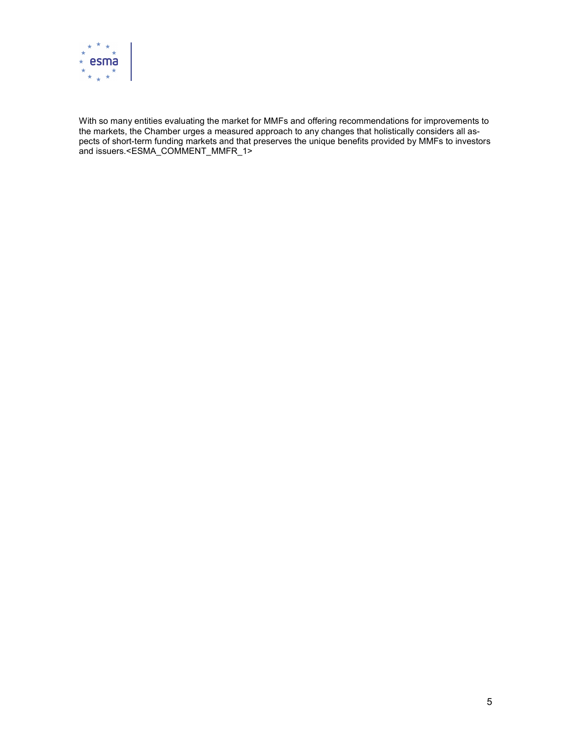With so many entities evaluating the market for MMFs and offering recommendations for improvements to the markets, the Chamber urges a measured approach to any changes that holistically considers all aspects of short-term funding markets and that preserves the unique benefits provided by MMFs to investors and issuers.<ESMA_COMMENT_MMFR_1>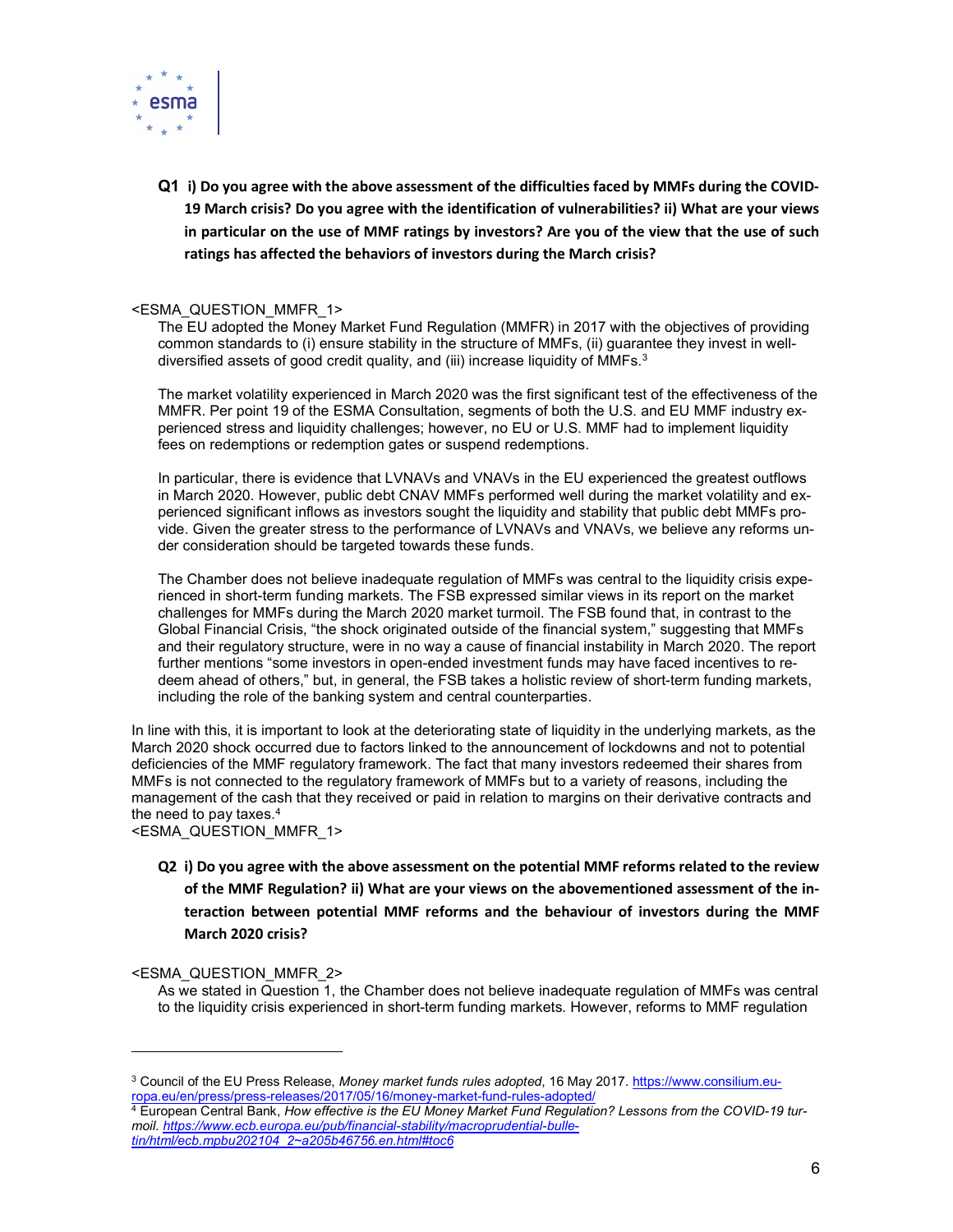**Q1 i) Do you agree with the above assessment of the difficulties faced by MMFs during the COVID-19 March crisis? Do you agree with the identification of vulnerabilities? ii) What are your views in particular on the use of MMF ratings by investors? Are you of the view that the use of such ratings has affected the behaviors of investors during the March crisis?**

<ESMA_QUESTION_MMFR_1>

The EU adopted the Money Market Fund Regulation (MMFR) in 2017 with the objectives of providing common standards to (i) ensure stability in the structure of MMFs, (ii) guarantee they invest in well-diversified assets of good credit quality, and (iii) increase liquidity of MMFs.[3]

The market volatility experienced in March 2020 was the first significant test of the effectiveness of the MMFR. Per point 19 of the ESMA Consultation, segments of both the U.S. and EU MMF industry experienced stress and liquidity challenges; however, no EU or U.S. MMF had to implement liquidity fees on redemptions or redemption gates or suspend redemptions.

In particular, there is evidence that LVNAVs and VNAVs in the EU experienced the greatest outflows in March 2020. However, public debt CNAV MMFs performed well during the market volatility and experienced significant inflows as investors sought the liquidity and stability that public debt MMFs provide. Given the greater stress to the performance of LVNAVs and VNAVs, we believe any reforms under consideration should be targeted towards these funds.

The Chamber does not believe inadequate regulation of MMFs was central to the liquidity crisis experienced in short-term funding markets. The FSB expressed similar views in its report on the market challenges for MMFs during the March 2020 market turmoil. The FSB found that, in contrast to the Global Financial Crisis, "the shock originated outside of the financial system," suggesting that MMFs and their regulatory structure, were in no way a cause of financial instability in March 2020. The report further mentions "some investors in open-ended investment funds may have faced incentives to redeem ahead of others," but, in general, the FSB takes a holistic review of short-term funding markets, including the role of the banking system and central counterparties.

In line with this, it is important to look at the deteriorating state of liquidity in the underlying markets, as the March 2020 shock occurred due to factors linked to the announcement of lockdowns and not to potential deficiencies of the MMF regulatory framework. The fact that many investors redeemed their shares from MMFs is not connected to the regulatory framework of MMFs but to a variety of reasons, including the management of the cash that they received or paid in relation to margins on their derivative contracts and the need to pay taxes.[4]

<ESMA_QUESTION_MMFR_1>

**Q2 i) Do you agree with the above assessment on the potential MMF reforms related to the review of the MMF Regulation? ii) What are your views on the abovementioned assessment of the interaction between potential MMF reforms and the behaviour of investors during the MMF March 2020 crisis?**

<ESMA_QUESTION_MMFR_2>

As we stated in Question 1, the Chamber does not believe inadequate regulation of MMFs was central to the liquidity crisis experienced in short-term funding markets. However, reforms to MMF regulation

---

[3] Council of the EU Press Release, *Money market funds rules adopted*, 16 May 2017. https://www.consilium.europa.eu/en/press/press-releases/2017/05/16/money-market-fund-rules-adopted/

[4] European Central Bank, *How effective is the EU Money Market Fund Regulation? Lessons from the COVID-19 turmoil. https://www.ecb.europa.eu/pub/financial-stability/macroprudential-bulletin/html/ecb.mpbu202104_2~a205b46756.en.html#toc6*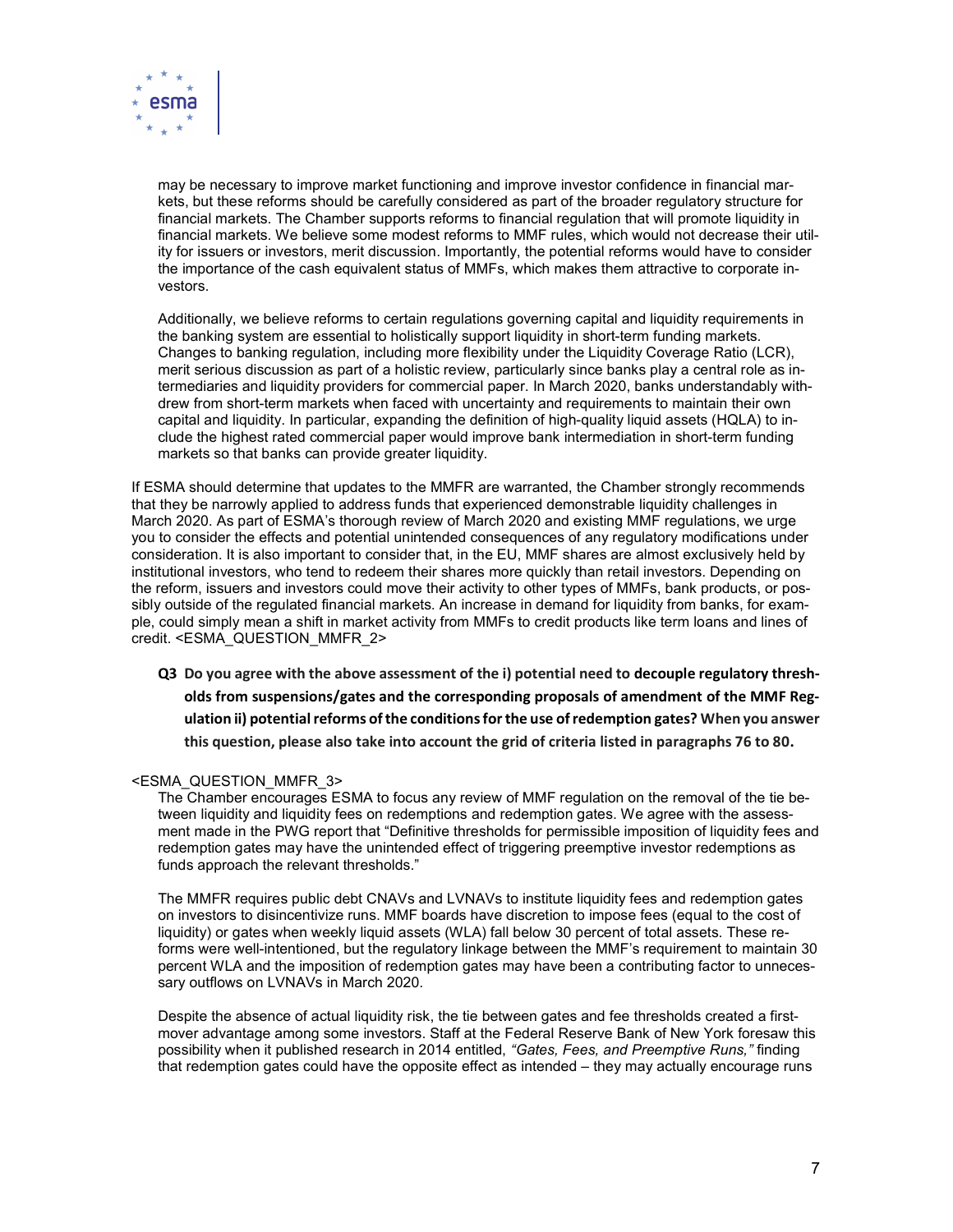may be necessary to improve market functioning and improve investor confidence in financial markets, but these reforms should be carefully considered as part of the broader regulatory structure for financial markets. The Chamber supports reforms to financial regulation that will promote liquidity in financial markets. We believe some modest reforms to MMF rules, which would not decrease their utility for issuers or investors, merit discussion. Importantly, the potential reforms would have to consider the importance of the cash equivalent status of MMFs, which makes them attractive to corporate investors.

Additionally, we believe reforms to certain regulations governing capital and liquidity requirements in the banking system are essential to holistically support liquidity in short-term funding markets. Changes to banking regulation, including more flexibility under the Liquidity Coverage Ratio (LCR), merit serious discussion as part of a holistic review, particularly since banks play a central role as intermediaries and liquidity providers for commercial paper. In March 2020, banks understandably withdrew from short-term markets when faced with uncertainty and requirements to maintain their own capital and liquidity. In particular, expanding the definition of high-quality liquid assets (HQLA) to include the highest rated commercial paper would improve bank intermediation in short-term funding markets so that banks can provide greater liquidity.

If ESMA should determine that updates to the MMFR are warranted, the Chamber strongly recommends that they be narrowly applied to address funds that experienced demonstrable liquidity challenges in March 2020. As part of ESMA's thorough review of March 2020 and existing MMF regulations, we urge you to consider the effects and potential unintended consequences of any regulatory modifications under consideration. It is also important to consider that, in the EU, MMF shares are almost exclusively held by institutional investors, who tend to redeem their shares more quickly than retail investors. Depending on the reform, issuers and investors could move their activity to other types of MMFs, bank products, or possibly outside of the regulated financial markets. An increase in demand for liquidity from banks, for example, could simply mean a shift in market activity from MMFs to credit products like term loans and lines of credit. <ESMA_QUESTION_MMFR_2>

**Q3 Do you agree with the above assessment of the i) potential need to decouple regulatory thresholds from suspensions/gates and the corresponding proposals of amendment of the MMF Regulation ii) potential reforms of the conditions for the use of redemption gates? When you answer this question, please also take into account the grid of criteria listed in paragraphs 76 to 80.**

<ESMA_QUESTION_MMFR_3>

The Chamber encourages ESMA to focus any review of MMF regulation on the removal of the tie between liquidity and liquidity fees on redemptions and redemption gates. We agree with the assessment made in the PWG report that "Definitive thresholds for permissible imposition of liquidity fees and redemption gates may have the unintended effect of triggering preemptive investor redemptions as funds approach the relevant thresholds."

The MMFR requires public debt CNAVs and LVNAVs to institute liquidity fees and redemption gates on investors to disincentivize runs. MMF boards have discretion to impose fees (equal to the cost of liquidity) or gates when weekly liquid assets (WLA) fall below 30 percent of total assets. These reforms were well-intentioned, but the regulatory linkage between the MMF's requirement to maintain 30 percent WLA and the imposition of redemption gates may have been a contributing factor to unnecessary outflows on LVNAVs in March 2020.

Despite the absence of actual liquidity risk, the tie between gates and fee thresholds created a first-mover advantage among some investors. Staff at the Federal Reserve Bank of New York foresaw this possibility when it published research in 2014 entitled, *"Gates, Fees, and Preemptive Runs,"* finding that redemption gates could have the opposite effect as intended – they may actually encourage runs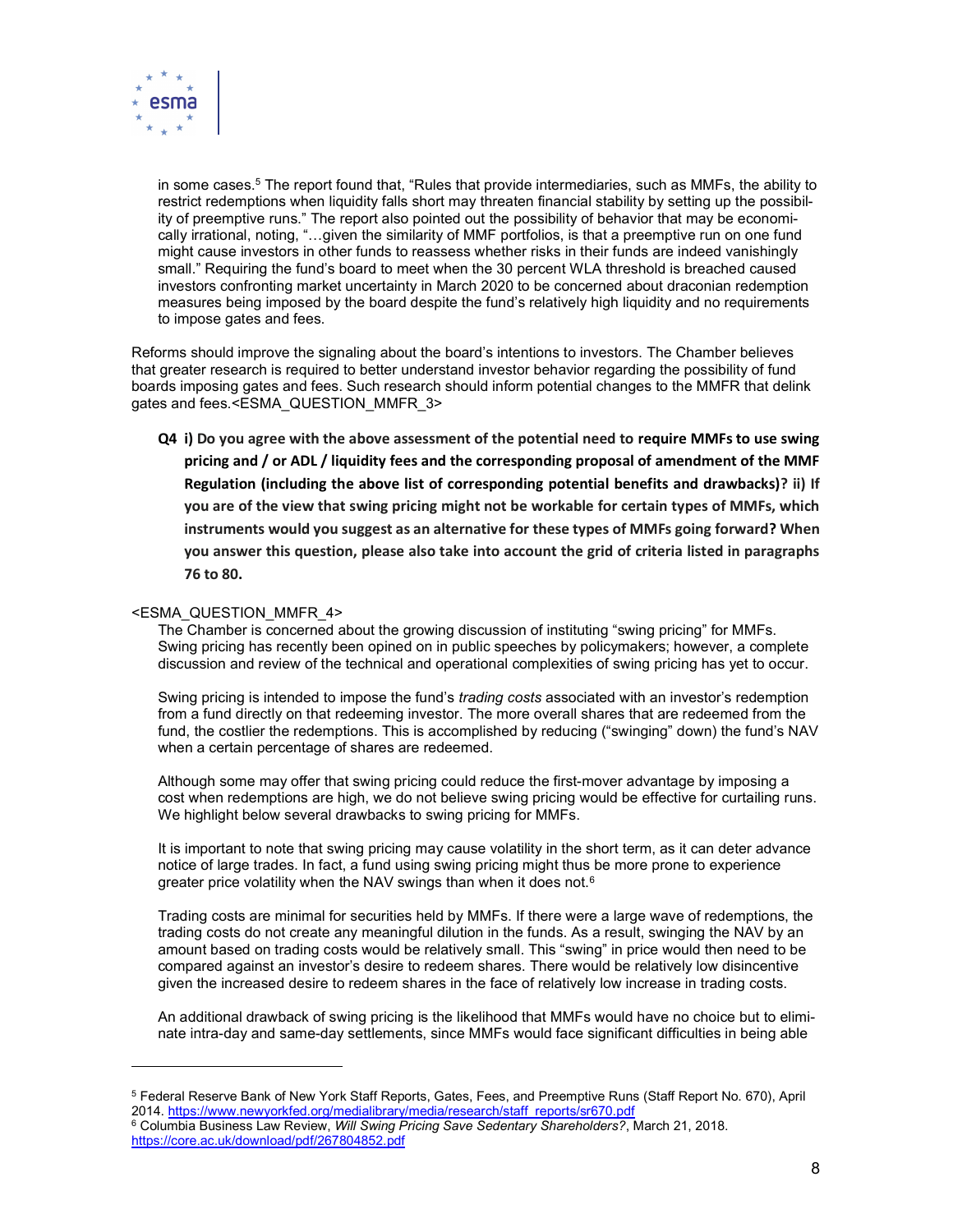in some cases.[5] The report found that, "Rules that provide intermediaries, such as MMFs, the ability to restrict redemptions when liquidity falls short may threaten financial stability by setting up the possibility of preemptive runs." The report also pointed out the possibility of behavior that may be economically irrational, noting, "…given the similarity of MMF portfolios, is that a preemptive run on one fund might cause investors in other funds to reassess whether risks in their funds are indeed vanishingly small." Requiring the fund's board to meet when the 30 percent WLA threshold is breached caused investors confronting market uncertainty in March 2020 to be concerned about draconian redemption measures being imposed by the board despite the fund's relatively high liquidity and no requirements to impose gates and fees.

Reforms should improve the signaling about the board's intentions to investors. The Chamber believes that greater research is required to better understand investor behavior regarding the possibility of fund boards imposing gates and fees. Such research should inform potential changes to the MMFR that delink gates and fees.<ESMA_QUESTION_MMFR_3>

**Q4 i) Do you agree with the above assessment of the potential need to require MMFs to use swing pricing and / or ADL / liquidity fees and the corresponding proposal of amendment of the MMF Regulation (including the above list of corresponding potential benefits and drawbacks)? ii) If you are of the view that swing pricing might not be workable for certain types of MMFs, which instruments would you suggest as an alternative for these types of MMFs going forward? When you answer this question, please also take into account the grid of criteria listed in paragraphs 76 to 80.**

<ESMA_QUESTION_MMFR_4>

The Chamber is concerned about the growing discussion of instituting "swing pricing" for MMFs. Swing pricing has recently been opined on in public speeches by policymakers; however, a complete discussion and review of the technical and operational complexities of swing pricing has yet to occur.

Swing pricing is intended to impose the fund's *trading costs* associated with an investor's redemption from a fund directly on that redeeming investor. The more overall shares that are redeemed from the fund, the costlier the redemptions. This is accomplished by reducing ("swinging" down) the fund's NAV when a certain percentage of shares are redeemed.

Although some may offer that swing pricing could reduce the first-mover advantage by imposing a cost when redemptions are high, we do not believe swing pricing would be effective for curtailing runs. We highlight below several drawbacks to swing pricing for MMFs.

It is important to note that swing pricing may cause volatility in the short term, as it can deter advance notice of large trades. In fact, a fund using swing pricing might thus be more prone to experience greater price volatility when the NAV swings than when it does not.[6]

Trading costs are minimal for securities held by MMFs. If there were a large wave of redemptions, the trading costs do not create any meaningful dilution in the funds. As a result, swinging the NAV by an amount based on trading costs would be relatively small. This "swing" in price would then need to be compared against an investor's desire to redeem shares. There would be relatively low disincentive given the increased desire to redeem shares in the face of relatively low increase in trading costs.

An additional drawback of swing pricing is the likelihood that MMFs would have no choice but to eliminate intra-day and same-day settlements, since MMFs would face significant difficulties in being able

---

[5] Federal Reserve Bank of New York Staff Reports, Gates, Fees, and Preemptive Runs (Staff Report No. 670), April 2014. https://www.newyorkfed.org/medialibrary/media/research/staff_reports/sr670.pdf

[6] Columbia Business Law Review, *Will Swing Pricing Save Sedentary Shareholders?*, March 21, 2018. https://core.ac.uk/download/pdf/267804852.pdf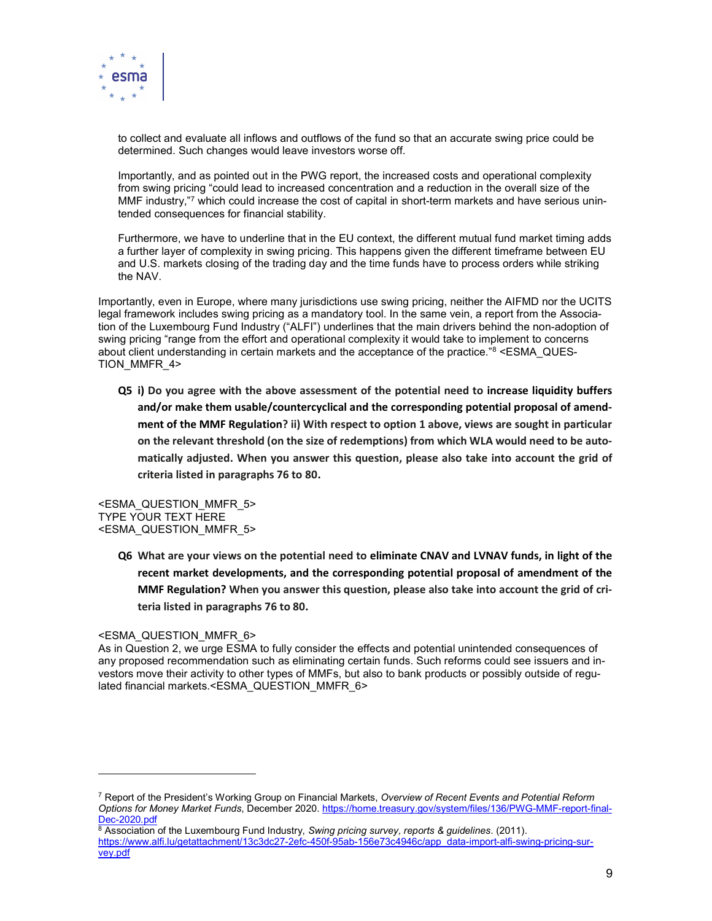to collect and evaluate all inflows and outflows of the fund so that an accurate swing price could be determined. Such changes would leave investors worse off.

Importantly, and as pointed out in the PWG report, the increased costs and operational complexity from swing pricing "could lead to increased concentration and a reduction in the overall size of the MMF industry,"[7] which could increase the cost of capital in short-term markets and have serious unintended consequences for financial stability.

Furthermore, we have to underline that in the EU context, the different mutual fund market timing adds a further layer of complexity in swing pricing. This happens given the different timeframe between EU and U.S. markets closing of the trading day and the time funds have to process orders while striking the NAV.

Importantly, even in Europe, where many jurisdictions use swing pricing, neither the AIFMD nor the UCITS legal framework includes swing pricing as a mandatory tool. In the same vein, a report from the Association of the Luxembourg Fund Industry ("ALFI") underlines that the main drivers behind the non-adoption of swing pricing "range from the effort and operational complexity it would take to implement to concerns about client understanding in certain markets and the acceptance of the practice."[8] <ESMA_QUESTION_MMFR_4>

**Q5 i) Do you agree with the above assessment of the potential need to increase liquidity buffers and/or make them usable/countercyclical and the corresponding potential proposal of amendment of the MMF Regulation? ii) With respect to option 1 above, views are sought in particular on the relevant threshold (on the size of redemptions) from which WLA would need to be automatically adjusted. When you answer this question, please also take into account the grid of criteria listed in paragraphs 76 to 80.**

<ESMA_QUESTION_MMFR_5>
TYPE YOUR TEXT HERE
<ESMA_QUESTION_MMFR_5>

**Q6 What are your views on the potential need to eliminate CNAV and LVNAV funds, in light of the recent market developments, and the corresponding potential proposal of amendment of the MMF Regulation? When you answer this question, please also take into account the grid of criteria listed in paragraphs 76 to 80.**

<ESMA_QUESTION_MMFR_6>
As in Question 2, we urge ESMA to fully consider the effects and potential unintended consequences of any proposed recommendation such as eliminating certain funds. Such reforms could see issuers and investors move their activity to other types of MMFs, but also to bank products or possibly outside of regulated financial markets.<ESMA_QUESTION_MMFR_6>

---

[7] Report of the President's Working Group on Financial Markets, *Overview of Recent Events and Potential Reform Options for Money Market Funds*, December 2020. https://home.treasury.gov/system/files/136/PWG-MMF-report-final-Dec-2020.pdf

[8] Association of the Luxembourg Fund Industry, *Swing pricing survey, reports & guidelines*. (2011). https://www.alfi.lu/getattachment/13c3dc27-2efc-450f-95ab-156e73c4946c/app_data-import-alfi-swing-pricing-survey.pdf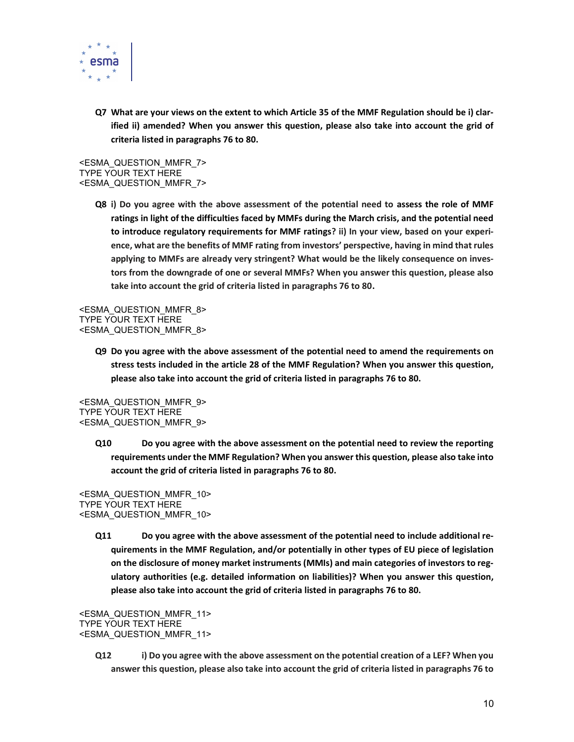**Q7 What are your views on the extent to which Article 35 of the MMF Regulation should be i) clarified ii) amended? When you answer this question, please also take into account the grid of criteria listed in paragraphs 76 to 80.**

<ESMA_QUESTION_MMFR_7>
TYPE YOUR TEXT HERE
<ESMA_QUESTION_MMFR_7>

**Q8 i) Do you agree with the above assessment of the potential need to assess the role of MMF ratings in light of the difficulties faced by MMFs during the March crisis, and the potential need to introduce regulatory requirements for MMF ratings? ii) In your view, based on your experience, what are the benefits of MMF rating from investors' perspective, having in mind that rules applying to MMFs are already very stringent? What would be the likely consequence on investors from the downgrade of one or several MMFs? When you answer this question, please also take into account the grid of criteria listed in paragraphs 76 to 80.**

<ESMA_QUESTION_MMFR_8>
TYPE YOUR TEXT HERE
<ESMA_QUESTION_MMFR_8>

**Q9 Do you agree with the above assessment of the potential need to amend the requirements on stress tests included in the article 28 of the MMF Regulation? When you answer this question, please also take into account the grid of criteria listed in paragraphs 76 to 80.**

<ESMA_QUESTION_MMFR_9>
TYPE YOUR TEXT HERE
<ESMA_QUESTION_MMFR_9>

**Q10 Do you agree with the above assessment on the potential need to review the reporting requirements under the MMF Regulation? When you answer this question, please also take into account the grid of criteria listed in paragraphs 76 to 80.**

<ESMA_QUESTION_MMFR_10>
TYPE YOUR TEXT HERE
<ESMA_QUESTION_MMFR_10>

**Q11 Do you agree with the above assessment of the potential need to include additional requirements in the MMF Regulation, and/or potentially in other types of EU piece of legislation on the disclosure of money market instruments (MMIs) and main categories of investors to regulatory authorities (e.g. detailed information on liabilities)? When you answer this question, please also take into account the grid of criteria listed in paragraphs 76 to 80.**

<ESMA_QUESTION_MMFR_11>
TYPE YOUR TEXT HERE
<ESMA_QUESTION_MMFR_11>

**Q12 i) Do you agree with the above assessment on the potential creation of a LEF? When you answer this question, please also take into account the grid of criteria listed in paragraphs 76 to**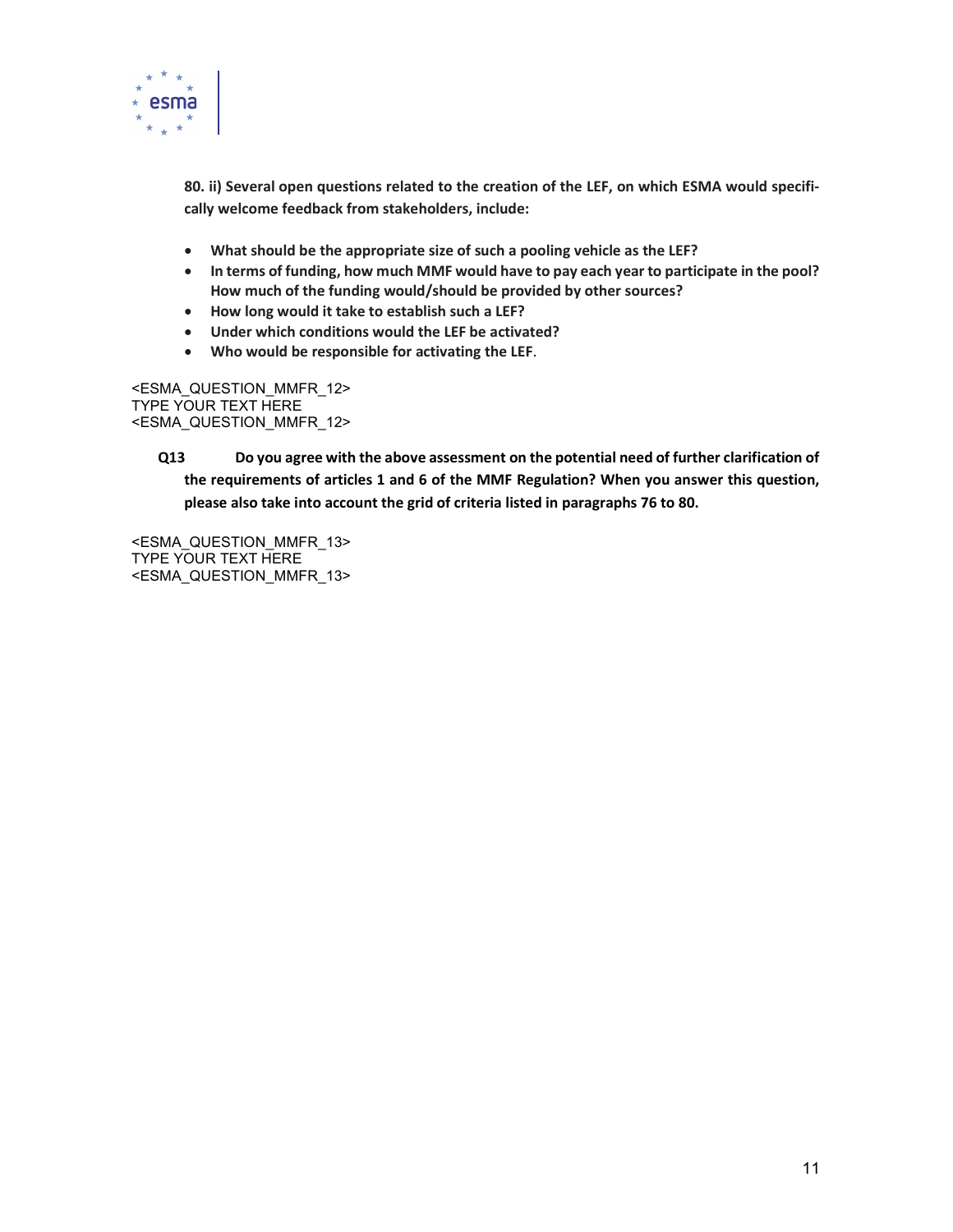**80. ii) Several open questions related to the creation of the LEF, on which ESMA would specifically welcome feedback from stakeholders, include:**

- **What should be the appropriate size of such a pooling vehicle as the LEF?**
- **In terms of funding, how much MMF would have to pay each year to participate in the pool? How much of the funding would/should be provided by other sources?**
- **How long would it take to establish such a LEF?**
- **Under which conditions would the LEF be activated?**
- **Who would be responsible for activating the LEF**.

<ESMA_QUESTION_MMFR_12>
TYPE YOUR TEXT HERE
<ESMA_QUESTION_MMFR_12>

**Q13 Do you agree with the above assessment on the potential need of further clarification of the requirements of articles 1 and 6 of the MMF Regulation? When you answer this question, please also take into account the grid of criteria listed in paragraphs 76 to 80.**

<ESMA_QUESTION_MMFR_13>
TYPE YOUR TEXT HERE
<ESMA_QUESTION_MMFR_13>